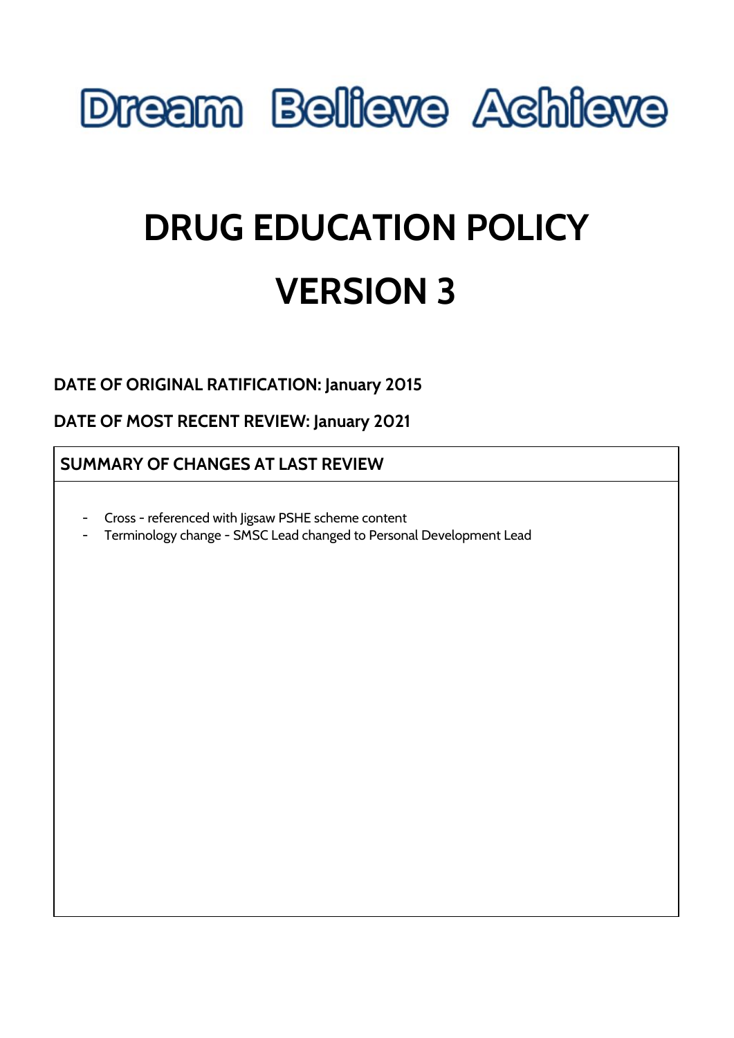Dream Believe Achieve

# DRUG EDUCATION POLICY

# VERSION 3

**DATE OF ORIGINAL RATIFICATION: January 2015**

**DATE OF MOST RECENT REVIEW: January 2021**

| SUMMARY OF CHANGES AT LAST REVIEW |
| --- |
| - Cross - referenced with Jigsaw PSHE scheme content<br>- Terminology change - SMSC Lead changed to Personal Development Lead |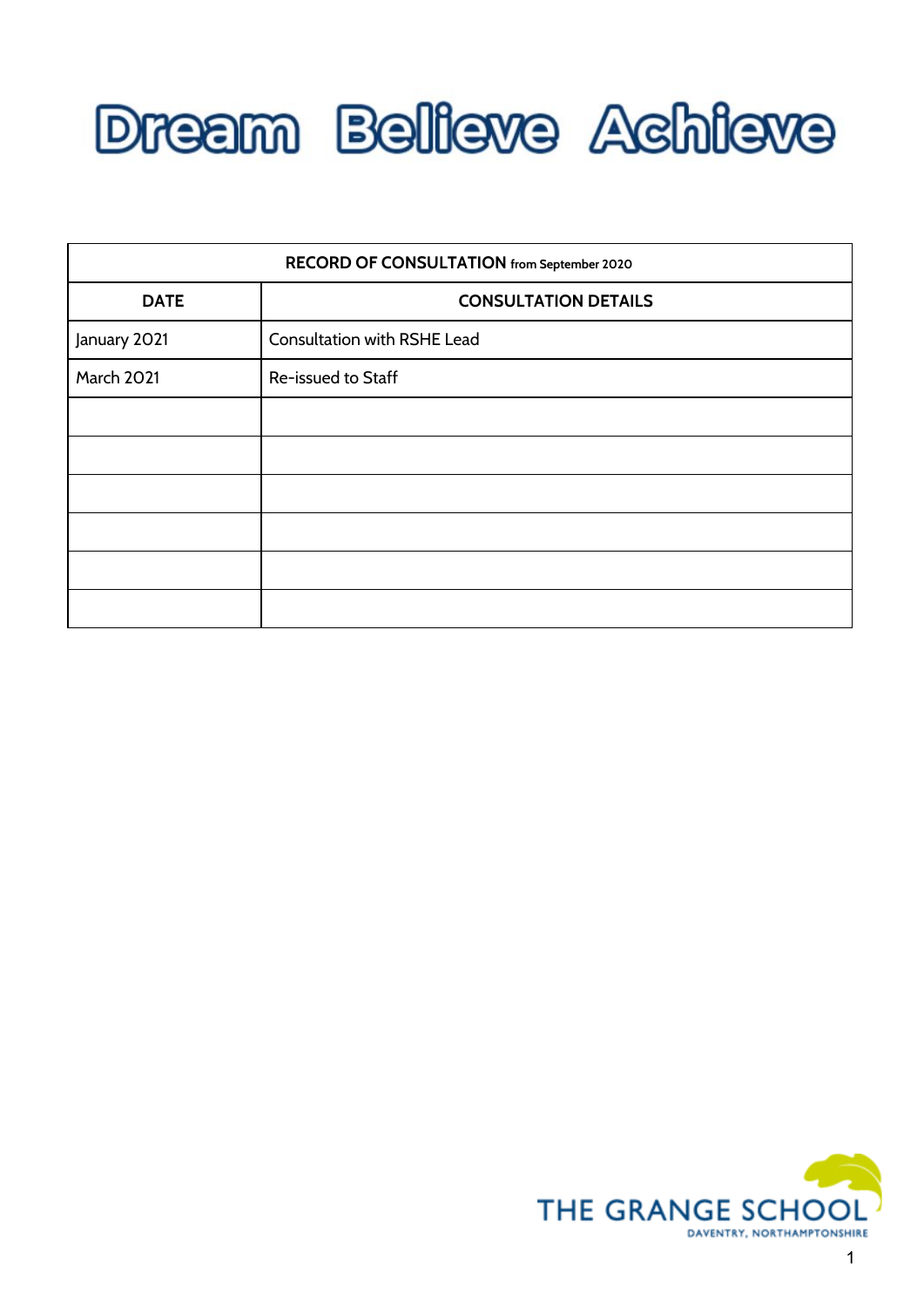# Dream Believe Achieve

| RECORD OF CONSULTATION from September 2020 | |
|---|---|
| **DATE** | **CONSULTATION DETAILS** |
| January 2021 | Consultation with RSHE Lead |
| March 2021 | Re-issued to Staff |
| | |
| | |
| | |
| | |
| | |
| | |

THE GRANGE SCHOOL
DAVENTRY, NORTHAMPTONSHIRE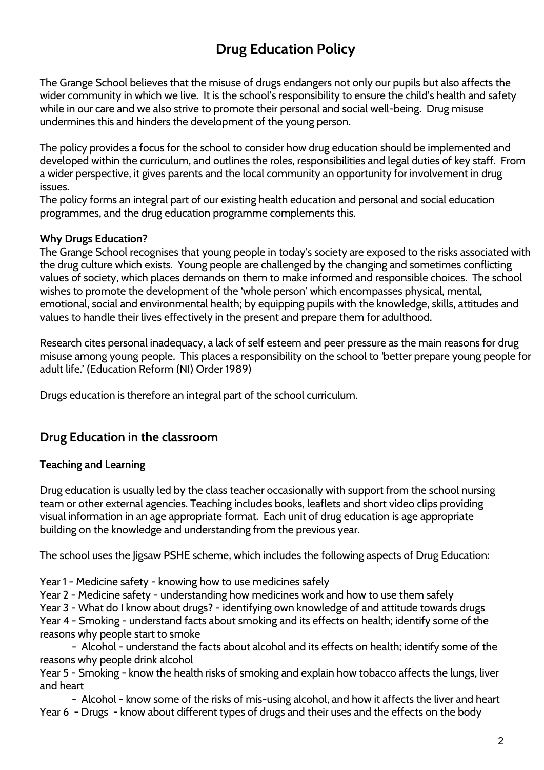# Drug Education Policy

The Grange School believes that the misuse of drugs endangers not only our pupils but also affects the wider community in which we live. It is the school's responsibility to ensure the child's health and safety while in our care and we also strive to promote their personal and social well-being. Drug misuse undermines this and hinders the development of the young person.

The policy provides a focus for the school to consider how drug education should be implemented and developed within the curriculum, and outlines the roles, responsibilities and legal duties of key staff. From a wider perspective, it gives parents and the local community an opportunity for involvement in drug issues.

The policy forms an integral part of our existing health education and personal and social education programmes, and the drug education programme complements this.

**Why Drugs Education?**

The Grange School recognises that young people in today's society are exposed to the risks associated with the drug culture which exists. Young people are challenged by the changing and sometimes conflicting values of society, which places demands on them to make informed and responsible choices. The school wishes to promote the development of the 'whole person' which encompasses physical, mental, emotional, social and environmental health; by equipping pupils with the knowledge, skills, attitudes and values to handle their lives effectively in the present and prepare them for adulthood.

Research cites personal inadequacy, a lack of self esteem and peer pressure as the main reasons for drug misuse among young people. This places a responsibility on the school to 'better prepare young people for adult life.' (Education Reform (NI) Order 1989)

Drugs education is therefore an integral part of the school curriculum.

## Drug Education in the classroom

**Teaching and Learning**

Drug education is usually led by the class teacher occasionally with support from the school nursing team or other external agencies. Teaching includes books, leaflets and short video clips providing visual information in an age appropriate format. Each unit of drug education is age appropriate building on the knowledge and understanding from the previous year.

The school uses the Jigsaw PSHE scheme, which includes the following aspects of Drug Education:

Year 1 - Medicine safety - knowing how to use medicines safely
Year 2 - Medicine safety - understanding how medicines work and how to use them safely
Year 3 - What do I know about drugs? - identifying own knowledge of and attitude towards drugs
Year 4 - Smoking - understand facts about smoking and its effects on health; identify some of the reasons why people start to smoke
- Alcohol - understand the facts about alcohol and its effects on health; identify some of the reasons why people drink alcohol

Year 5 - Smoking - know the health risks of smoking and explain how tobacco affects the lungs, liver and heart
- Alcohol - know some of the risks of mis-using alcohol, and how it affects the liver and heart

Year 6 - Drugs - know about different types of drugs and their uses and the effects on the body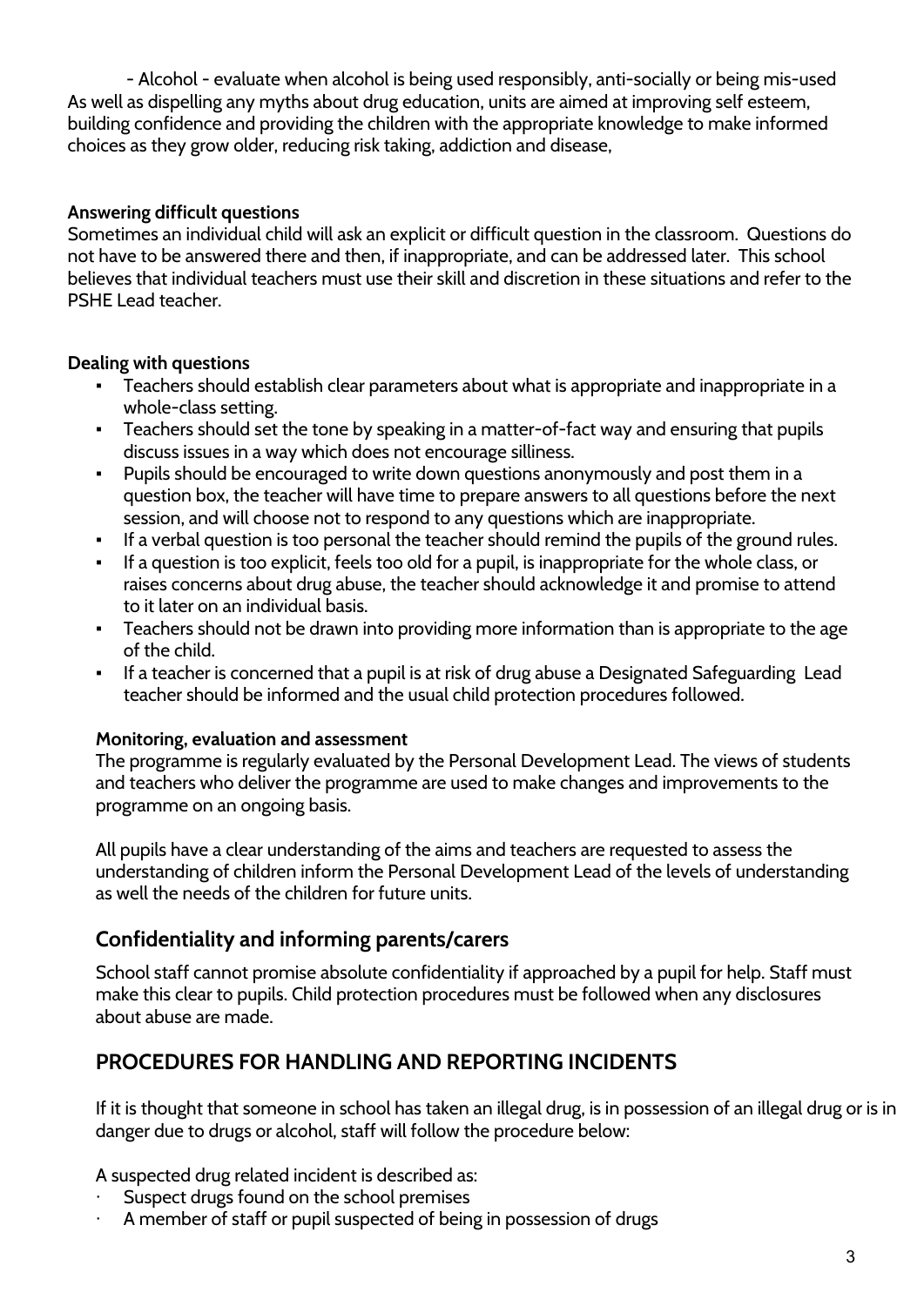- Alcohol - evaluate when alcohol is being used responsibly, anti-socially or being mis-used

As well as dispelling any myths about drug education, units are aimed at improving self esteem, building confidence and providing the children with the appropriate knowledge to make informed choices as they grow older, reducing risk taking, addiction and disease,

**Answering difficult questions**

Sometimes an individual child will ask an explicit or difficult question in the classroom. Questions do not have to be answered there and then, if inappropriate, and can be addressed later. This school believes that individual teachers must use their skill and discretion in these situations and refer to the PSHE Lead teacher.

**Dealing with questions**

- Teachers should establish clear parameters about what is appropriate and inappropriate in a whole-class setting.
- Teachers should set the tone by speaking in a matter-of-fact way and ensuring that pupils discuss issues in a way which does not encourage silliness.
- Pupils should be encouraged to write down questions anonymously and post them in a question box, the teacher will have time to prepare answers to all questions before the next session, and will choose not to respond to any questions which are inappropriate.
- If a verbal question is too personal the teacher should remind the pupils of the ground rules.
- If a question is too explicit, feels too old for a pupil, is inappropriate for the whole class, or raises concerns about drug abuse, the teacher should acknowledge it and promise to attend to it later on an individual basis.
- Teachers should not be drawn into providing more information than is appropriate to the age of the child.
- If a teacher is concerned that a pupil is at risk of drug abuse a Designated Safeguarding Lead teacher should be informed and the usual child protection procedures followed.

**Monitoring, evaluation and assessment**

The programme is regularly evaluated by the Personal Development Lead. The views of students and teachers who deliver the programme are used to make changes and improvements to the programme on an ongoing basis.

All pupils have a clear understanding of the aims and teachers are requested to assess the understanding of children inform the Personal Development Lead of the levels of understanding as well the needs of the children for future units.

## Confidentiality and informing parents/carers

School staff cannot promise absolute confidentiality if approached by a pupil for help. Staff must make this clear to pupils. Child protection procedures must be followed when any disclosures about abuse are made.

## PROCEDURES FOR HANDLING AND REPORTING INCIDENTS

If it is thought that someone in school has taken an illegal drug, is in possession of an illegal drug or is in danger due to drugs or alcohol, staff will follow the procedure below:

A suspected drug related incident is described as:

- Suspect drugs found on the school premises
- A member of staff or pupil suspected of being in possession of drugs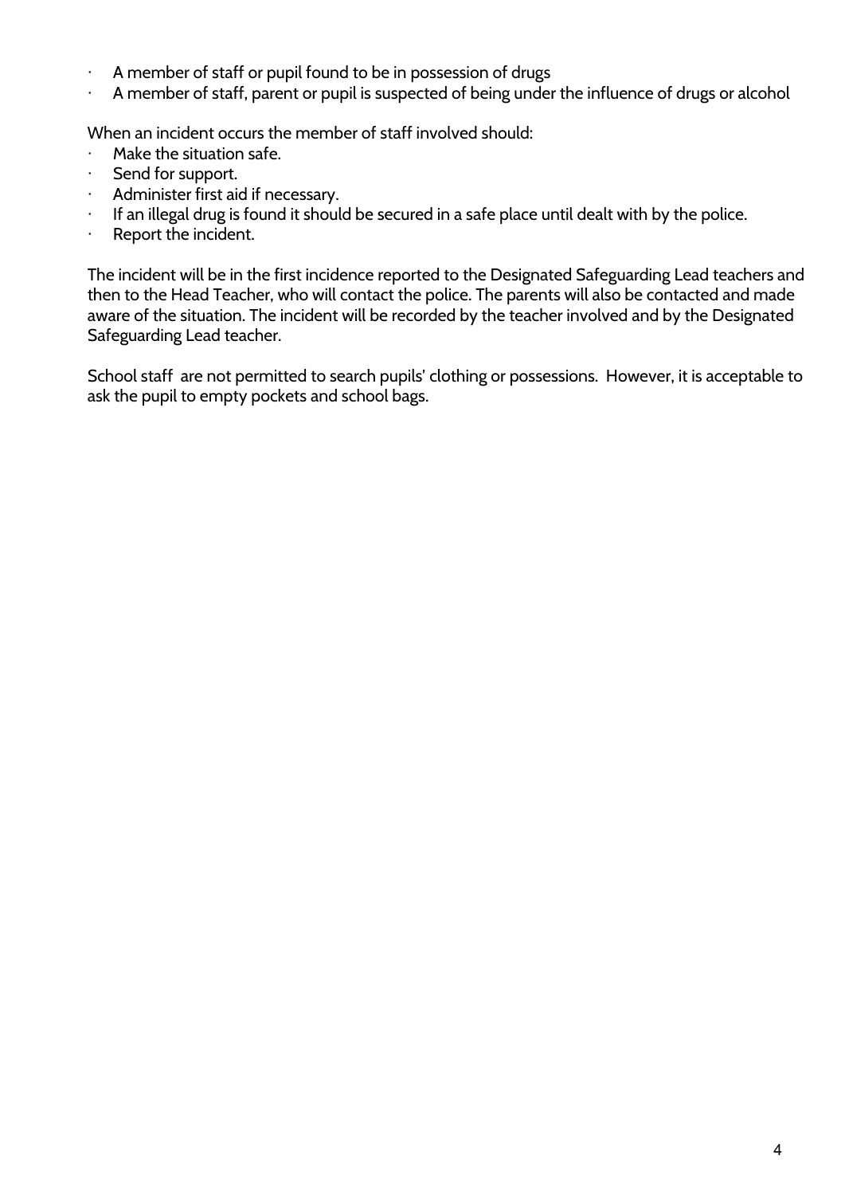- A member of staff or pupil found to be in possession of drugs
- A member of staff, parent or pupil is suspected of being under the influence of drugs or alcohol

When an incident occurs the member of staff involved should:

- Make the situation safe.
- Send for support.
- Administer first aid if necessary.
- If an illegal drug is found it should be secured in a safe place until dealt with by the police.
- Report the incident.

The incident will be in the first incidence reported to the Designated Safeguarding Lead teachers and then to the Head Teacher, who will contact the police. The parents will also be contacted and made aware of the situation. The incident will be recorded by the teacher involved and by the Designated Safeguarding Lead teacher.

School staff are not permitted to search pupils' clothing or possessions. However, it is acceptable to ask the pupil to empty pockets and school bags.